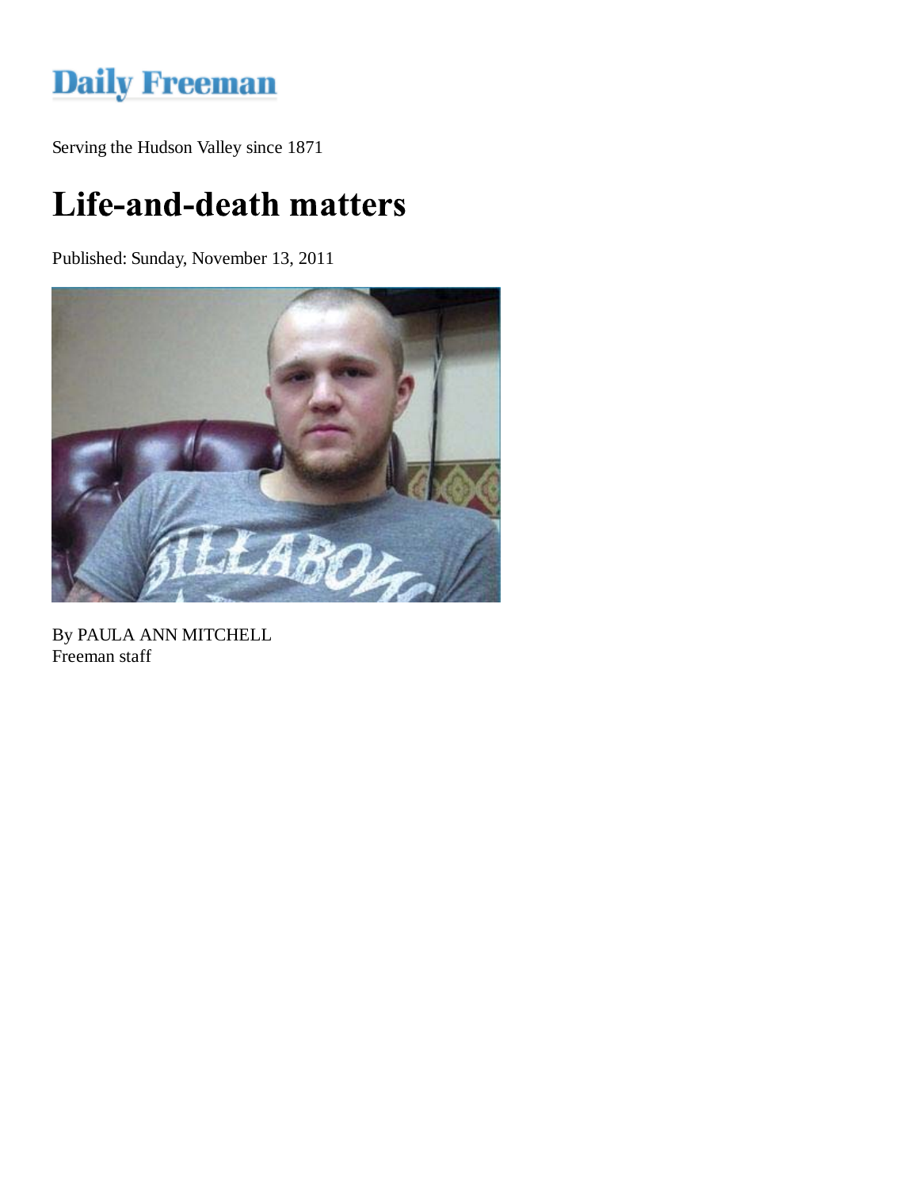# Daily Freeman

Serving the Hudson Valley since 1871

## Life-and-death matters

Published: Sunday, November 13, 2011

By PAULA ANN MITCHELL
Freeman staff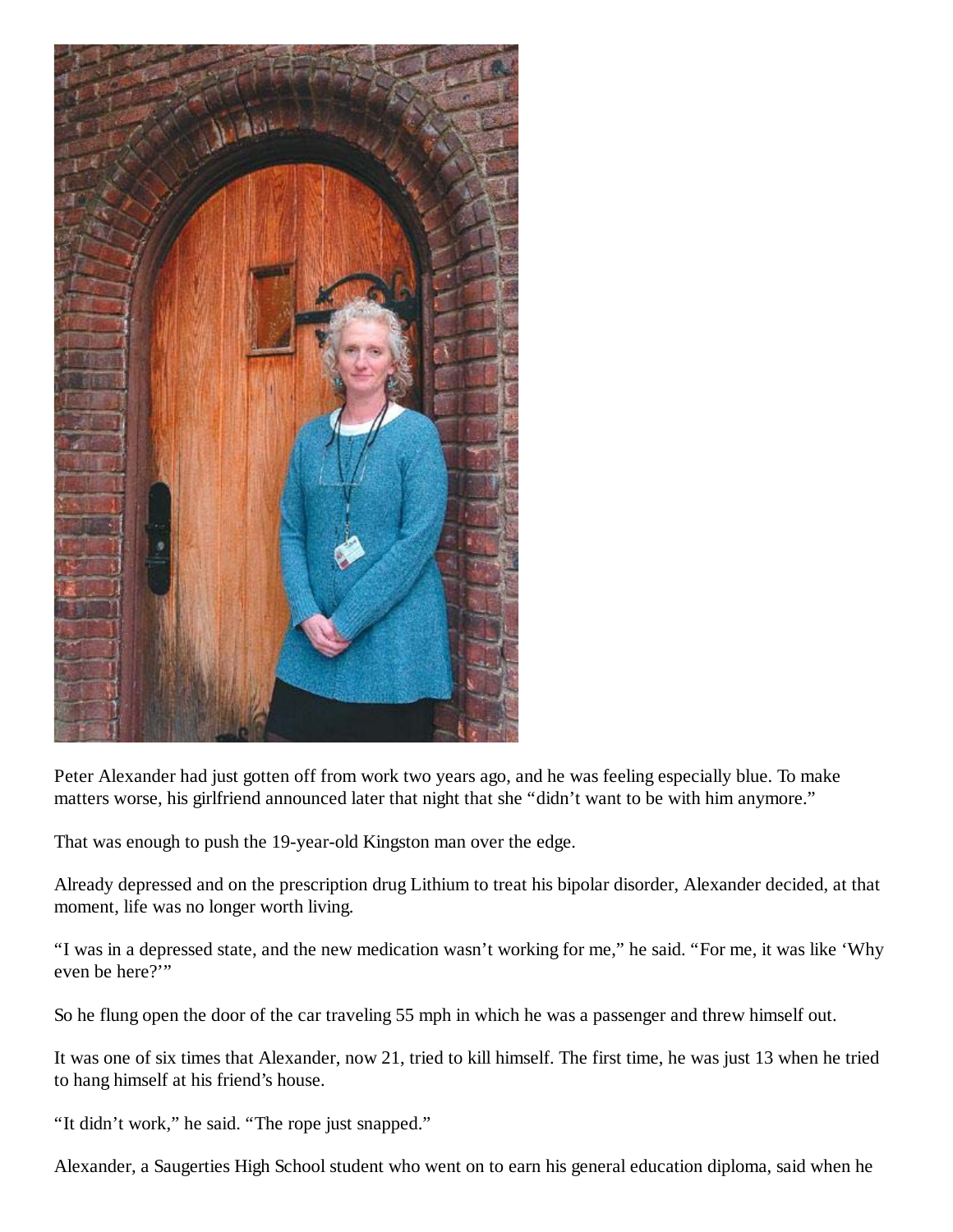Peter Alexander had just gotten off from work two years ago, and he was feeling especially blue. To make matters worse, his girlfriend announced later that night that she "didn't want to be with him anymore."

That was enough to push the 19-year-old Kingston man over the edge.

Already depressed and on the prescription drug Lithium to treat his bipolar disorder, Alexander decided, at that moment, life was no longer worth living.

"I was in a depressed state, and the new medication wasn't working for me," he said. "For me, it was like 'Why even be here?'"

So he flung open the door of the car traveling 55 mph in which he was a passenger and threw himself out.

It was one of six times that Alexander, now 21, tried to kill himself. The first time, he was just 13 when he tried to hang himself at his friend's house.

"It didn't work," he said. "The rope just snapped."

Alexander, a Saugerties High School student who went on to earn his general education diploma, said when he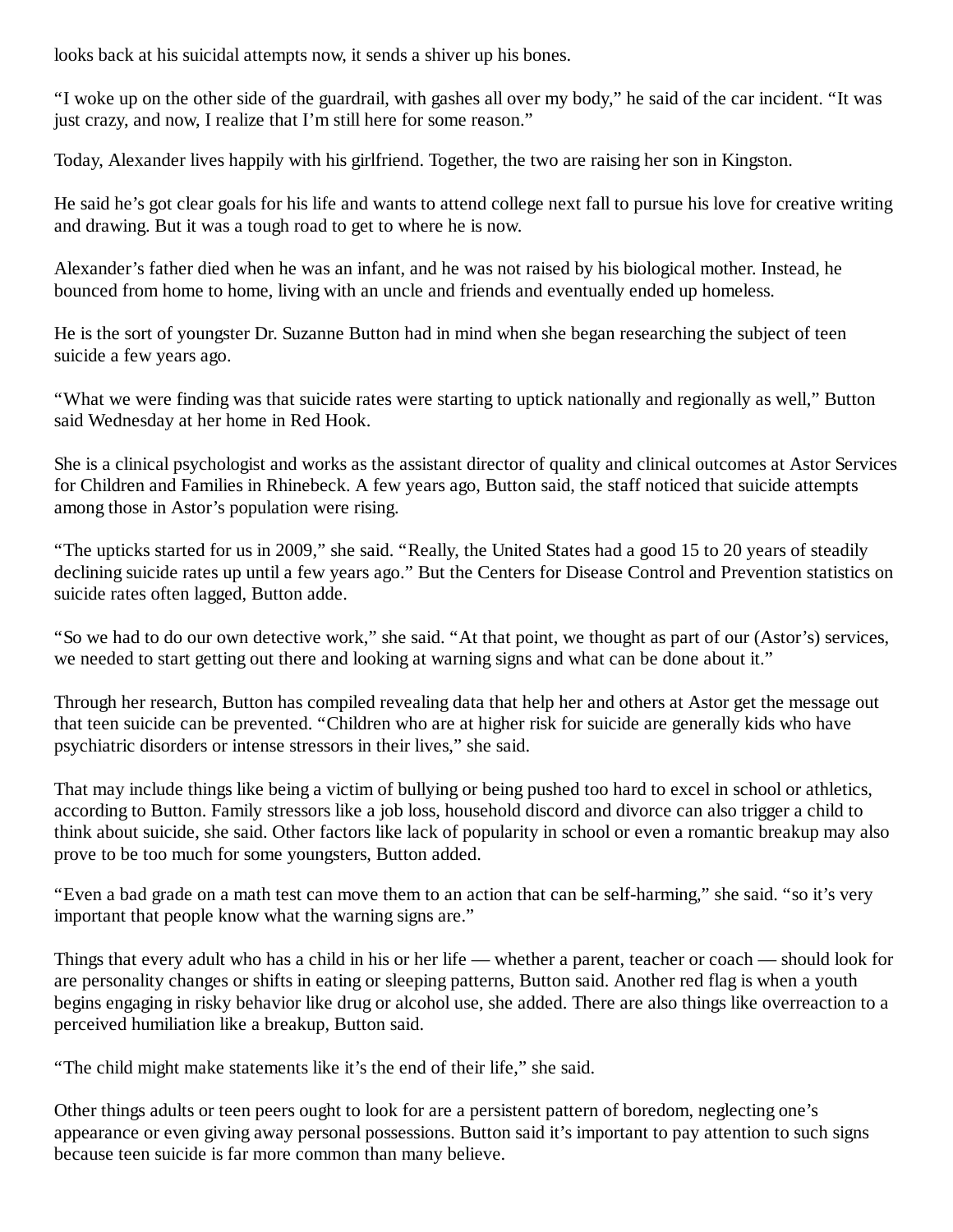looks back at his suicidal attempts now, it sends a shiver up his bones.

“I woke up on the other side of the guardrail, with gashes all over my body,” he said of the car incident. “It was just crazy, and now, I realize that I’m still here for some reason.”

Today, Alexander lives happily with his girlfriend. Together, the two are raising her son in Kingston.

He said he’s got clear goals for his life and wants to attend college next fall to pursue his love for creative writing and drawing. But it was a tough road to get to where he is now.

Alexander’s father died when he was an infant, and he was not raised by his biological mother. Instead, he bounced from home to home, living with an uncle and friends and eventually ended up homeless.

He is the sort of youngster Dr. Suzanne Button had in mind when she began researching the subject of teen suicide a few years ago.

“What we were finding was that suicide rates were starting to uptick nationally and regionally as well,” Button said Wednesday at her home in Red Hook.

She is a clinical psychologist and works as the assistant director of quality and clinical outcomes at Astor Services for Children and Families in Rhinebeck. A few years ago, Button said, the staff noticed that suicide attempts among those in Astor’s population were rising.

“The upticks started for us in 2009,” she said. “Really, the United States had a good 15 to 20 years of steadily declining suicide rates up until a few years ago.” But the Centers for Disease Control and Prevention statistics on suicide rates often lagged, Button adde.

“So we had to do our own detective work,” she said. “At that point, we thought as part of our (Astor’s) services, we needed to start getting out there and looking at warning signs and what can be done about it.”

Through her research, Button has compiled revealing data that help her and others at Astor get the message out that teen suicide can be prevented. “Children who are at higher risk for suicide are generally kids who have psychiatric disorders or intense stressors in their lives,” she said.

That may include things like being a victim of bullying or being pushed too hard to excel in school or athletics, according to Button. Family stressors like a job loss, household discord and divorce can also trigger a child to think about suicide, she said. Other factors like lack of popularity in school or even a romantic breakup may also prove to be too much for some youngsters, Button added.

“Even a bad grade on a math test can move them to an action that can be self-harming,” she said. “so it’s very important that people know what the warning signs are.”

Things that every adult who has a child in his or her life — whether a parent, teacher or coach — should look for are personality changes or shifts in eating or sleeping patterns, Button said. Another red flag is when a youth begins engaging in risky behavior like drug or alcohol use, she added. There are also things like overreaction to a perceived humiliation like a breakup, Button said.

“The child might make statements like it’s the end of their life,” she said.

Other things adults or teen peers ought to look for are a persistent pattern of boredom, neglecting one’s appearance or even giving away personal possessions. Button said it’s important to pay attention to such signs because teen suicide is far more common than many believe.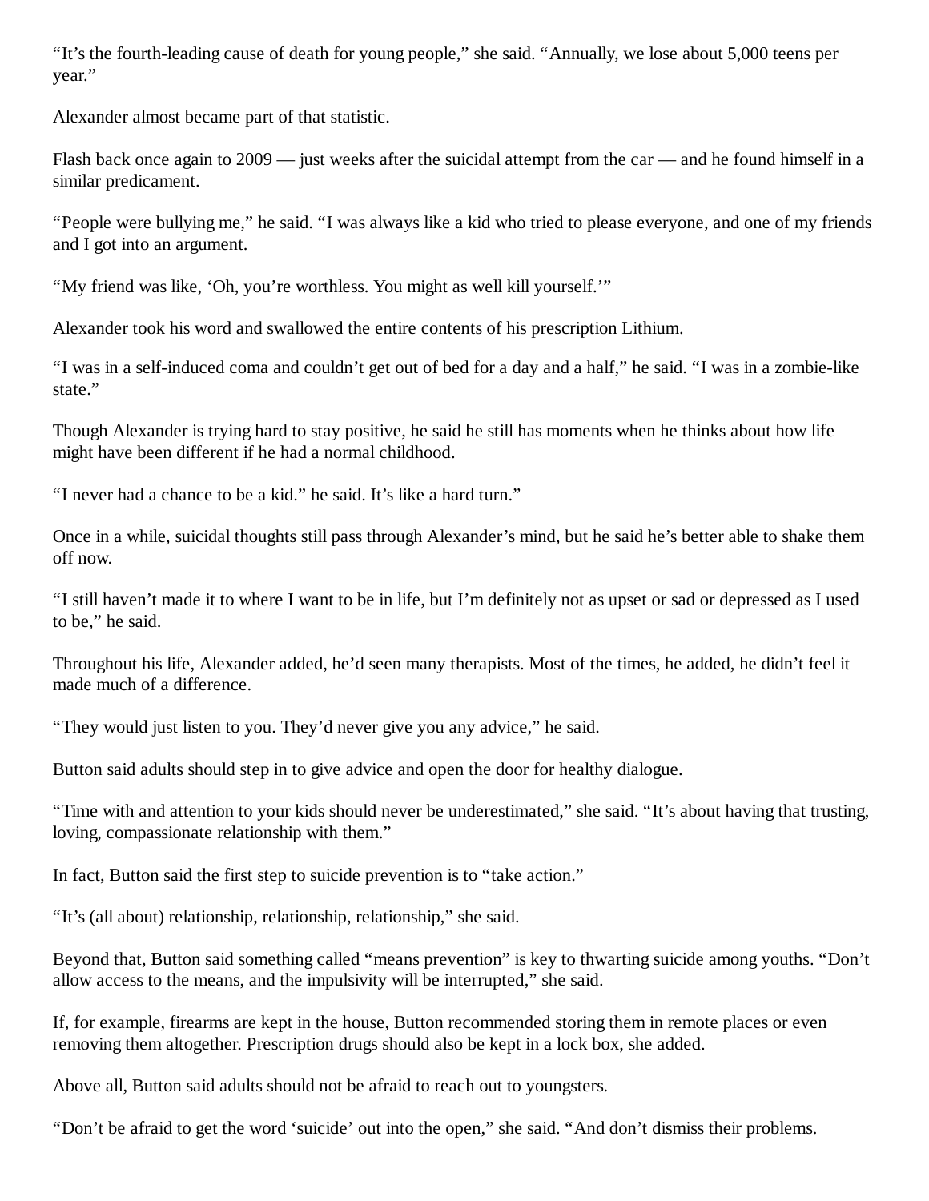"It's the fourth-leading cause of death for young people," she said. "Annually, we lose about 5,000 teens per year."

Alexander almost became part of that statistic.

Flash back once again to 2009 — just weeks after the suicidal attempt from the car — and he found himself in a similar predicament.

"People were bullying me," he said. "I was always like a kid who tried to please everyone, and one of my friends and I got into an argument.

"My friend was like, 'Oh, you're worthless. You might as well kill yourself.'"

Alexander took his word and swallowed the entire contents of his prescription Lithium.

"I was in a self-induced coma and couldn't get out of bed for a day and a half," he said. "I was in a zombie-like state."

Though Alexander is trying hard to stay positive, he said he still has moments when he thinks about how life might have been different if he had a normal childhood.

"I never had a chance to be a kid." he said. It's like a hard turn."

Once in a while, suicidal thoughts still pass through Alexander's mind, but he said he's better able to shake them off now.

"I still haven't made it to where I want to be in life, but I'm definitely not as upset or sad or depressed as I used to be," he said.

Throughout his life, Alexander added, he'd seen many therapists. Most of the times, he added, he didn't feel it made much of a difference.

"They would just listen to you. They'd never give you any advice," he said.

Button said adults should step in to give advice and open the door for healthy dialogue.

"Time with and attention to your kids should never be underestimated," she said. "It's about having that trusting, loving, compassionate relationship with them."

In fact, Button said the first step to suicide prevention is to "take action."

"It's (all about) relationship, relationship, relationship," she said.

Beyond that, Button said something called "means prevention" is key to thwarting suicide among youths. "Don't allow access to the means, and the impulsivity will be interrupted," she said.

If, for example, firearms are kept in the house, Button recommended storing them in remote places or even removing them altogether. Prescription drugs should also be kept in a lock box, she added.

Above all, Button said adults should not be afraid to reach out to youngsters.

"Don't be afraid to get the word 'suicide' out into the open," she said. "And don't dismiss their problems.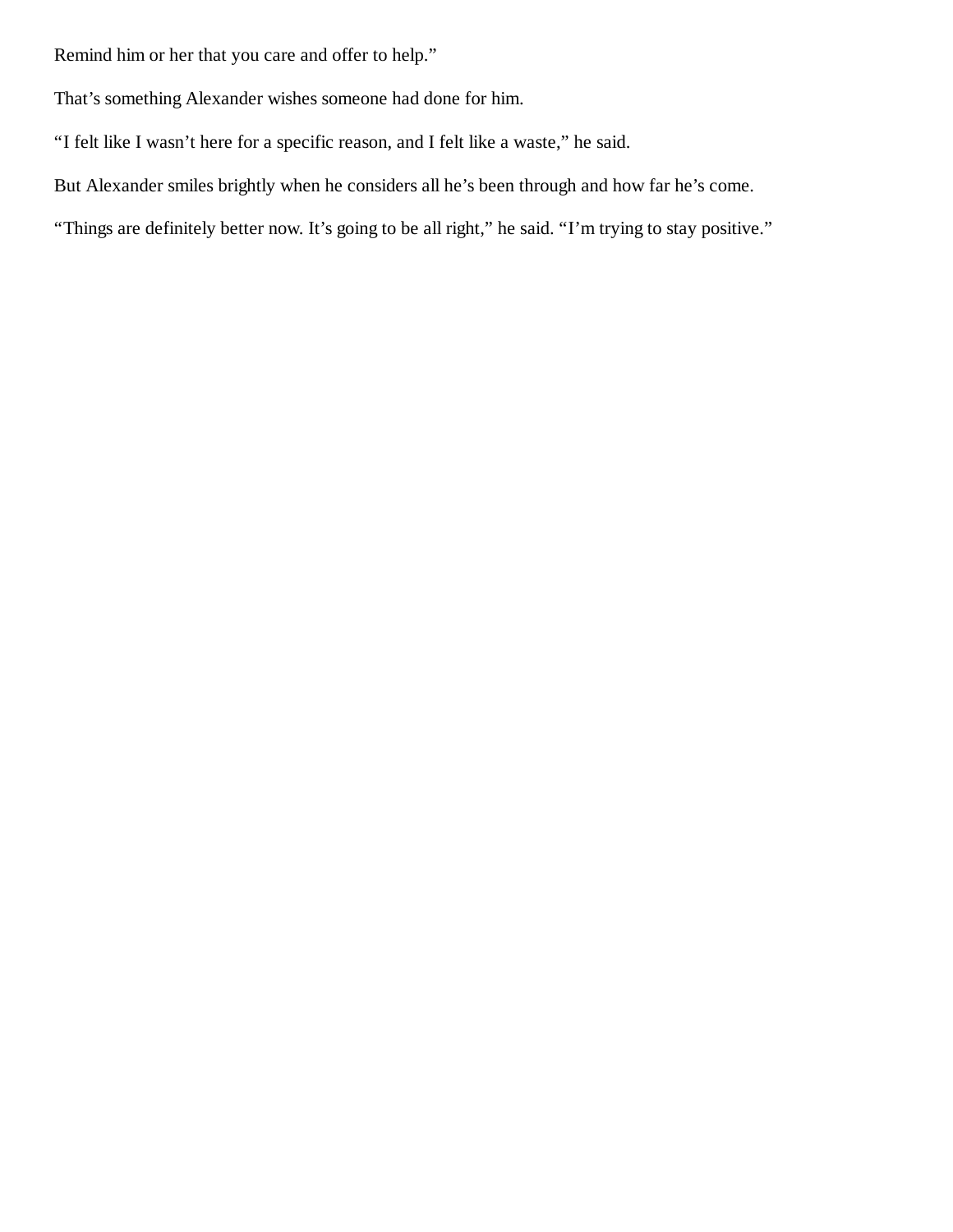Remind him or her that you care and offer to help."

That's something Alexander wishes someone had done for him.

"I felt like I wasn't here for a specific reason, and I felt like a waste," he said.

But Alexander smiles brightly when he considers all he's been through and how far he's come.

"Things are definitely better now. It's going to be all right," he said. "I'm trying to stay positive."